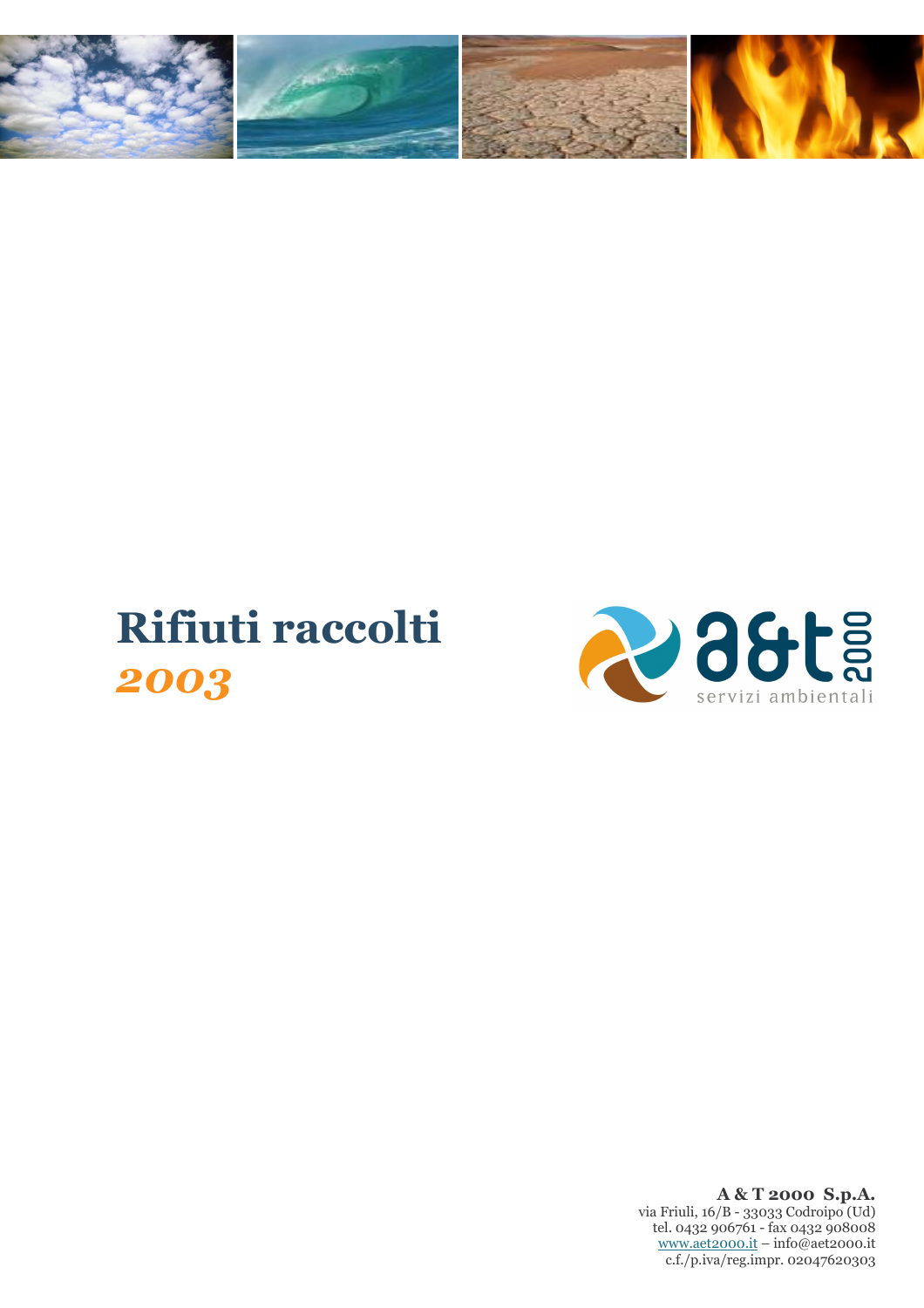# Rifiuti raccolti
## *2003*

a&t 2000
servizi ambientali

**A & T 2000 S.p.A.**
via Friuli, 16/B - 33033 Codroipo (Ud)
tel. 0432 906761 - fax 0432 908008
www.aet2000.it – info@aet2000.it
c.f./p.iva/reg.impr. 02047620303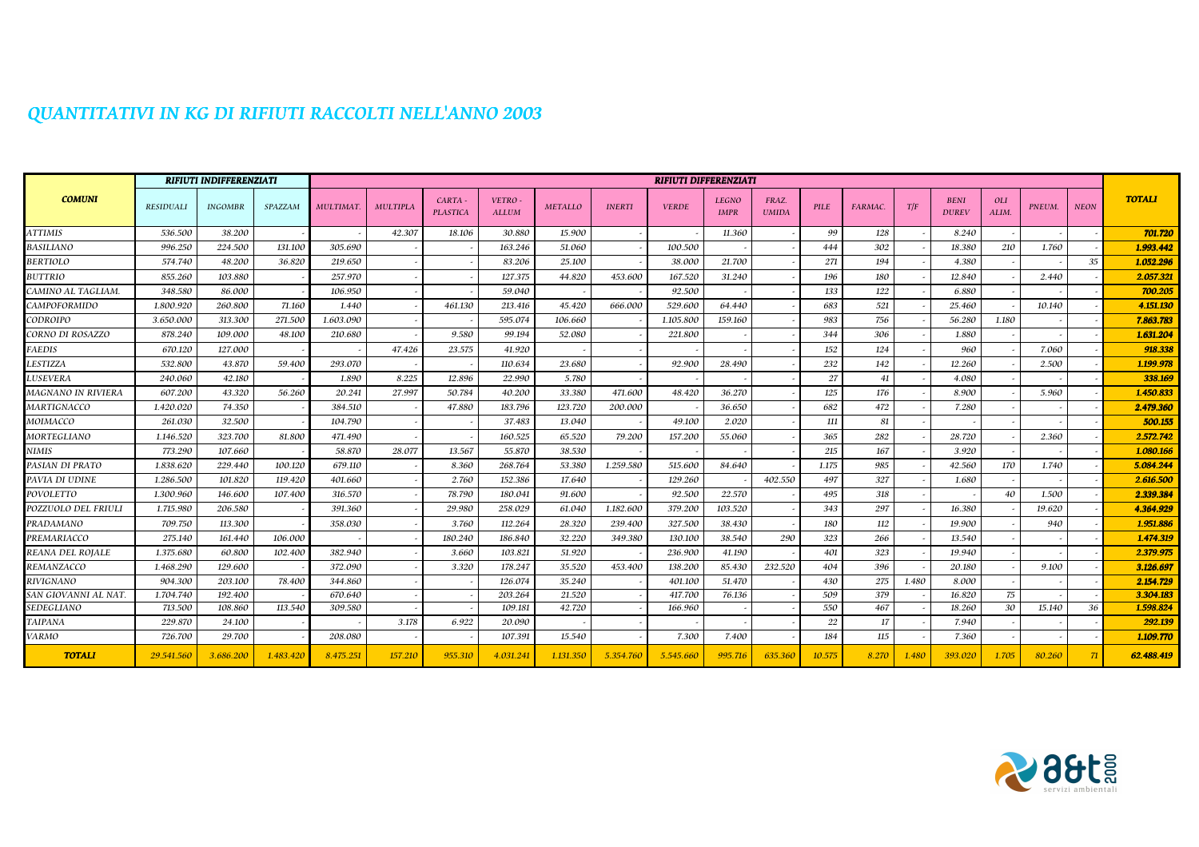# *QUANTITATIVI IN KG DI RIFIUTI RACCOLTI NELL'ANNO 2003*

| COMUNI | RIFIUTI INDIFFERENZIATI | | | RIFIUTI DIFFERENZIATI | | | | | | | | | | | | | | | | | TOTALI |
|---|---|---|---|---|---|---|---|---|---|---|---|---|---|---|---|---|---|---|---|---|---|
| | RESIDUALI | INGOMBR | SPAZZAM | MULTIMAT. | MULTIPLA | CARTA - PLASTICA | VETRO - ALLUM | METALLO | INERTI | VERDE | LEGNO IMPR | FRAZ. UMIDA | PILE | FARMAC. | T/F | BENI DUREV | OLI ALIM. | PNEUM. | NEON | |
| ATTIMIS | 536.500 | 38.200 | - | - | 42.307 | 18.106 | 30.880 | 15.900 | - | - | 11.360 | - | 99 | 128 | - | 8.240 | - | - | - | **701.720** |
| BASILIANO | 996.250 | 224.500 | 131.100 | 305.690 | - | - | 163.246 | 51.060 | - | 100.500 | - | - | 444 | 302 | - | 18.380 | 210 | 1.760 | - | **1.993.442** |
| BERTIOLO | 574.740 | 48.200 | 36.820 | 219.650 | - | - | 83.206 | 25.100 | - | 38.000 | 21.700 | - | 271 | 194 | - | 4.380 | - | - | 35 | **1.052.296** |
| BUTTRIO | 855.260 | 103.880 | - | 257.970 | - | - | 127.375 | 44.820 | 453.600 | 167.520 | 31.240 | - | 196 | 180 | - | 12.840 | - | 2.440 | - | **2.057.321** |
| CAMINO AL TAGLIAM. | 348.580 | 86.000 | | 106.950 | - | - | 59.040 | - | - | 92.500 | - | - | 133 | 122 | - | 6.880 | - | - | - | **700.205** |
| CAMPOFORMIDO | 1.800.920 | 260.800 | 71.160 | 1.440 | - | 461.130 | 213.416 | 45.420 | 666.000 | 529.600 | 64.440 | - | 683 | 521 | - | 25.460 | - | 10.140 | - | **4.151.130** |
| CODROIPO | 3.650.000 | 313.300 | 271.500 | 1.603.090 | - | - | 595.074 | 106.660 | - | 1.105.800 | 159.160 | - | 983 | 756 | - | 56.280 | 1.180 | - | - | **7.863.783** |
| CORNO DI ROSAZZO | 878.240 | 109.000 | 48.100 | 210.680 | - | 9.580 | 99.194 | 52.080 | - | 221.800 | - | - | 344 | 306 | - | 1.880 | - | - | - | **1.631.204** |
| FAEDIS | 670.120 | 127.000 | - | - | 47.426 | 23.575 | 41.920 | - | - | - | - | - | 152 | 124 | - | 960 | - | 7.060 | - | **918.338** |
| LESTIZZA | 532.800 | 43.870 | 59.400 | 293.070 | - | - | 110.634 | 23.680 | - | 92.900 | 28.490 | - | 232 | 142 | - | 12.260 | - | 2.500 | - | **1.199.978** |
| LUSEVERA | 240.060 | 42.180 | - | 1.890 | 8.225 | 12.896 | 22.990 | 5.780 | - | - | - | - | 27 | 41 | - | 4.080 | - | - | - | **338.169** |
| MAGNANO IN RIVIERA | 607.200 | 43.320 | 56.260 | 20.241 | 27.997 | 50.784 | 40.200 | 33.380 | 471.600 | 48.420 | 36.270 | - | 125 | 176 | - | 8.900 | - | 5.960 | - | **1.450.833** |
| MARTIGNACCO | 1.420.020 | 74.350 | - | 384.510 | - | 47.880 | 183.796 | 123.720 | 200.000 | - | 36.650 | - | 682 | 472 | - | 7.280 | - | - | - | **2.479.360** |
| MOIMACCO | 261.030 | 32.500 | - | 104.790 | - | - | 37.483 | 13.040 | - | 49.100 | 2.020 | - | 111 | 81 | - | - | - | - | - | **500.155** |
| MORTEGLIANO | 1.146.520 | 323.700 | 81.800 | 471.490 | - | - | 160.525 | 65.520 | 79.200 | 157.200 | 55.060 | - | 365 | 282 | - | 28.720 | - | 2.360 | - | **2.572.742** |
| NIMIS | 773.290 | 107.660 | - | 58.870 | 28.077 | 13.567 | 55.870 | 38.530 | - | - | - | - | 215 | 167 | - | 3.920 | - | - | - | **1.080.166** |
| PASIAN DI PRATO | 1.838.620 | 229.440 | 100.120 | 679.110 | - | 8.360 | 268.764 | 53.380 | 1.259.580 | 515.600 | 84.640 | - | 1.175 | 985 | - | 42.560 | 170 | 1.740 | - | **5.084.244** |
| PAVIA DI UDINE | 1.286.500 | 101.820 | 119.420 | 401.660 | - | 2.760 | 152.386 | 17.640 | - | 129.260 | - | 402.550 | 497 | 327 | - | 1.680 | - | - | - | **2.616.500** |
| POVOLETTO | 1.300.960 | 146.600 | 107.400 | 316.570 | - | 78.790 | 180.041 | 91.600 | - | 92.500 | 22.570 | - | 495 | 318 | - | - | 40 | 1.500 | - | **2.339.384** |
| POZZUOLO DEL FRIULI | 1.715.980 | 206.580 | - | 391.360 | - | 29.980 | 258.029 | 61.040 | 1.182.600 | 379.200 | 103.520 | - | 343 | 297 | - | 16.380 | - | 19.620 | - | **4.364.929** |
| PRADAMANO | 709.750 | 113.300 | - | 358.030 | - | 3.760 | 112.264 | 28.320 | 239.400 | 327.500 | 38.430 | - | 180 | 112 | - | 19.900 | - | 940 | - | **1.951.886** |
| PREMARIACCO | 275.140 | 161.440 | 106.000 | - | - | 180.240 | 186.840 | 32.220 | 349.380 | 130.100 | 38.540 | 290 | 323 | 266 | - | 13.540 | - | - | - | **1.474.319** |
| REANA DEL ROJALE | 1.375.680 | 60.800 | 102.400 | 382.940 | - | 3.660 | 103.821 | 51.920 | - | 236.900 | 41.190 | - | 401 | 323 | - | 19.940 | - | - | - | **2.379.975** |
| REMANZACCO | 1.468.290 | 129.600 | - | 372.090 | - | 3.320 | 178.247 | 35.520 | 453.400 | 138.200 | 85.430 | 232.520 | 404 | 396 | - | 20.180 | - | 9.100 | - | **3.126.697** |
| RIVIGNANO | 904.300 | 203.100 | 78.400 | 344.860 | - | - | 126.074 | 35.240 | - | 401.100 | 51.470 | - | 430 | 275 | 1.480 | 8.000 | - | - | - | **2.154.729** |
| SAN GIOVANNI AL NAT. | 1.704.740 | 192.400 | - | 670.640 | - | - | 203.264 | 21.520 | - | 417.700 | 76.136 | - | 509 | 379 | - | 16.820 | 75 | - | - | **3.304.183** |
| SEDEGLIANO | 713.500 | 108.860 | 113.540 | 309.580 | - | - | 109.181 | 42.720 | - | 166.960 | - | - | 550 | 467 | - | 18.260 | 30 | 15.140 | 36 | **1.598.824** |
| TAIPANA | 229.870 | 24.100 | - | - | 3.178 | 6.922 | 20.090 | - | - | - | - | - | 22 | 17 | - | 7.940 | - | - | - | **292.139** |
| VARMO | 726.700 | 29.700 | - | 208.080 | - | - | 107.391 | 15.540 | - | 7.300 | 7.400 | - | 184 | 115 | - | 7.360 | - | - | - | **1.109.770** |
| **TOTALI** | 29.541.560 | 3.686.200 | 1.483.420 | 8.475.251 | 157.210 | 955.310 | 4.031.241 | 1.131.350 | 5.354.760 | 5.545.660 | 995.716 | 635.360 | 10.575 | 8.270 | 1.480 | 393.020 | 1.705 | 80.260 | 71 | **62.488.419** |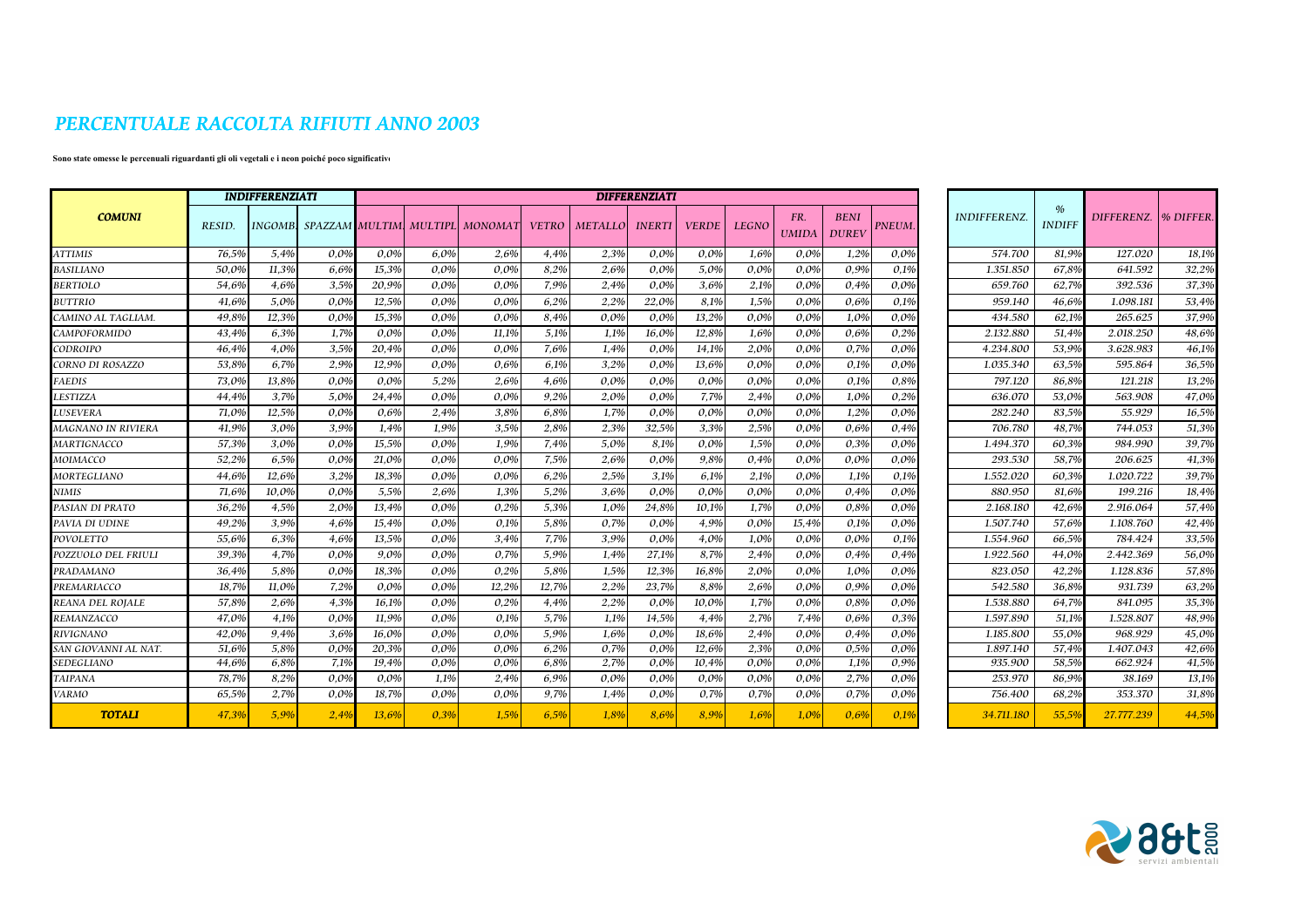## *PERCENTUALE RACCOLTA RIFIUTI ANNO 2003*

**Sono state omesse le percenuali riguardanti gli oli vegetali e i neon poiché poco significativ**

| COMUNI | INDIFFERENZIATI | | | DIFFERENZIATI | | | | | | | | | | | | INDIFFERENZ. | % INDIFF | DIFFERENZ. | % DIFFER. |
|---|---|---|---|---|---|---|---|---|---|---|---|---|---|---|---|---|---|---|---|
| | RESID. | INGOMB. | SPAZZAM | MULTIM. | MULTIPL | MONOMAT | VETRO | METALLO | INERTI | VERDE | LEGNO | FR. UMIDA | BENI DUREV | PNEUM. | | | | |
| ATTIMIS | 76,5% | 5,4% | 0,0% | 0,0% | 6,0% | 2,6% | 4,4% | 2,3% | 0,0% | 0,0% | 1,6% | 0,0% | 1,2% | 0,0% | 574.700 | 81,9% | 127.020 | 18,1% |
| BASILIANO | 50,0% | 11,3% | 6,6% | 15,3% | 0,0% | 0,0% | 8,2% | 2,6% | 0,0% | 5,0% | 0,0% | 0,0% | 0,9% | 0,1% | 1.351.850 | 67,8% | 641.592 | 32,2% |
| BERTIOLO | 54,6% | 4,6% | 3,5% | 20,9% | 0,0% | 0,0% | 7,9% | 2,4% | 0,0% | 3,6% | 2,1% | 0,0% | 0,4% | 0,0% | 659.760 | 62,7% | 392.536 | 37,3% |
| BUTTRIO | 41,6% | 5,0% | 0,0% | 12,5% | 0,0% | 0,0% | 6,2% | 2,2% | 22,0% | 8,1% | 1,5% | 0,0% | 0,6% | 0,1% | 959.140 | 46,6% | 1.098.181 | 53,4% |
| CAMINO AL TAGLIAM. | 49,8% | 12,3% | 0,0% | 15,3% | 0,0% | 0,0% | 8,4% | 0,0% | 0,0% | 13,2% | 0,0% | 0,0% | 1,0% | 0,0% | 434.580 | 62,1% | 265.625 | 37,9% |
| CAMPOFORMIDO | 43,4% | 6,3% | 1,7% | 0,0% | 0,0% | 11,1% | 5,1% | 1,1% | 16,0% | 12,8% | 1,6% | 0,0% | 0,6% | 0,2% | 2.132.880 | 51,4% | 2.018.250 | 48,6% |
| CODROIPO | 46,4% | 4,0% | 3,5% | 20,4% | 0,0% | 0,0% | 7,6% | 1,4% | 0,0% | 14,1% | 2,0% | 0,0% | 0,7% | 0,0% | 4.234.800 | 53,9% | 3.628.983 | 46,1% |
| CORNO DI ROSAZZO | 53,8% | 6,7% | 2,9% | 12,9% | 0,0% | 0,6% | 6,1% | 3,2% | 0,0% | 13,6% | 0,0% | 0,0% | 0,1% | 0,0% | 1.035.340 | 63,5% | 595.864 | 36,5% |
| FAEDIS | 73,0% | 13,8% | 0,0% | 0,0% | 5,2% | 2,6% | 4,6% | 0,0% | 0,0% | 0,0% | 0,0% | 0,0% | 0,1% | 0,8% | 797.120 | 86,8% | 121.218 | 13,2% |
| LESTIZZA | 44,4% | 3,7% | 5,0% | 24,4% | 0,0% | 0,0% | 9,2% | 2,0% | 0,0% | 7,7% | 2,4% | 0,0% | 1,0% | 0,2% | 636.070 | 53,0% | 563.908 | 47,0% |
| LUSEVERA | 71,0% | 12,5% | 0,0% | 0,6% | 2,4% | 3,8% | 6,8% | 1,7% | 0,0% | 0,0% | 0,0% | 0,0% | 1,2% | 0,0% | 282.240 | 83,5% | 55.929 | 16,5% |
| MAGNANO IN RIVIERA | 41,9% | 3,0% | 3,9% | 1,4% | 1,9% | 3,5% | 2,8% | 2,3% | 32,5% | 3,3% | 2,5% | 0,0% | 0,6% | 0,4% | 706.780 | 48,7% | 744.053 | 51,3% |
| MARTIGNACCO | 57,3% | 3,0% | 0,0% | 15,5% | 0,0% | 1,9% | 7,4% | 5,0% | 8,1% | 0,0% | 1,5% | 0,0% | 0,3% | 0,0% | 1.494.370 | 60,3% | 984.990 | 39,7% |
| MOIMACCO | 52,2% | 6,5% | 0,0% | 21,0% | 0,0% | 0,0% | 7,5% | 2,6% | 0,0% | 9,8% | 0,4% | 0,0% | 0,0% | 0,0% | 293.530 | 58,7% | 206.625 | 41,3% |
| MORTEGLIANO | 44,6% | 12,6% | 3,2% | 18,3% | 0,0% | 0,0% | 6,2% | 2,5% | 3,1% | 6,1% | 2,1% | 0,0% | 1,1% | 0,1% | 1.552.020 | 60,3% | 1.020.722 | 39,7% |
| NIMIS | 71,6% | 10,0% | 0,0% | 5,5% | 2,6% | 1,3% | 5,2% | 3,6% | 0,0% | 0,0% | 0,0% | 0,0% | 0,4% | 0,0% | 880.950 | 81,6% | 199.216 | 18,4% |
| PASIAN DI PRATO | 36,2% | 4,5% | 2,0% | 13,4% | 0,0% | 0,2% | 5,3% | 1,0% | 24,8% | 10,1% | 1,7% | 0,0% | 0,8% | 0,0% | 2.168.180 | 42,6% | 2.916.064 | 57,4% |
| PAVIA DI UDINE | 49,2% | 3,9% | 4,6% | 15,4% | 0,0% | 0,1% | 5,8% | 0,7% | 0,0% | 4,9% | 0,0% | 15,4% | 0,1% | 0,0% | 1.507.740 | 57,6% | 1.108.760 | 42,4% |
| POVOLETTO | 55,6% | 6,3% | 4,6% | 13,5% | 0,0% | 3,4% | 7,7% | 3,9% | 0,0% | 4,0% | 1,0% | 0,0% | 0,0% | 0,1% | 1.554.960 | 66,5% | 784.424 | 33,5% |
| POZZUOLO DEL FRIULI | 39,3% | 4,7% | 0,0% | 9,0% | 0,0% | 0,7% | 5,9% | 1,4% | 27,1% | 8,7% | 2,4% | 0,0% | 0,4% | 0,4% | 1.922.560 | 44,0% | 2.442.369 | 56,0% |
| PRADAMANO | 36,4% | 5,8% | 0,0% | 18,3% | 0,0% | 0,2% | 5,8% | 1,5% | 12,3% | 16,8% | 2,0% | 0,0% | 1,0% | 0,0% | 823.050 | 42,2% | 1.128.836 | 57,8% |
| PREMARIACCO | 18,7% | 11,0% | 7,2% | 0,0% | 0,0% | 12,2% | 12,7% | 2,2% | 23,7% | 8,8% | 2,6% | 0,0% | 0,9% | 0,0% | 542.580 | 36,8% | 931.739 | 63,2% |
| REANA DEL ROJALE | 57,8% | 2,6% | 4,3% | 16,1% | 0,0% | 0,2% | 4,4% | 2,2% | 0,0% | 10,0% | 1,7% | 0,0% | 0,8% | 0,0% | 1.538.880 | 64,7% | 841.095 | 35,3% |
| REMANZACCO | 47,0% | 4,1% | 0,0% | 11,9% | 0,0% | 0,1% | 5,7% | 1,1% | 14,5% | 4,4% | 2,7% | 7,4% | 0,6% | 0,3% | 1.597.890 | 51,1% | 1.528.807 | 48,9% |
| RIVIGNANO | 42,0% | 9,4% | 3,6% | 16,0% | 0,0% | 0,0% | 5,9% | 1,6% | 0,0% | 18,6% | 2,4% | 0,0% | 0,4% | 0,0% | 1.185.800 | 55,0% | 968.929 | 45,0% |
| SAN GIOVANNI AL NAT. | 51,6% | 5,8% | 0,0% | 20,3% | 0,0% | 0,0% | 6,2% | 0,7% | 0,0% | 12,6% | 2,3% | 0,0% | 0,5% | 0,0% | 1.897.140 | 57,4% | 1.407.043 | 42,6% |
| SEDEGLIANO | 44,6% | 6,8% | 7,1% | 19,4% | 0,0% | 0,0% | 6,8% | 2,7% | 0,0% | 10,4% | 0,0% | 0,0% | 1,1% | 0,9% | 935.900 | 58,5% | 662.924 | 41,5% |
| TAIPANA | 78,7% | 8,2% | 0,0% | 0,0% | 1,1% | 2,4% | 6,9% | 0,0% | 0,0% | 0,0% | 0,0% | 0,0% | 2,7% | 0,0% | 253.970 | 86,9% | 38.169 | 13,1% |
| VARMO | 65,5% | 2,7% | 0,0% | 18,7% | 0,0% | 0,0% | 9,7% | 1,4% | 0,0% | 0,7% | 0,7% | 0,0% | 0,7% | 0,0% | 756.400 | 68,2% | 353.370 | 31,8% |
| **TOTALI** | 47,3% | 5,9% | 2,4% | 13,6% | 0,3% | 1,5% | 6,5% | 1,8% | 8,6% | 8,9% | 1,6% | 1,0% | 0,6% | 0,1% | 34.711.180 | 55,5% | 27.777.239 | 44,5% |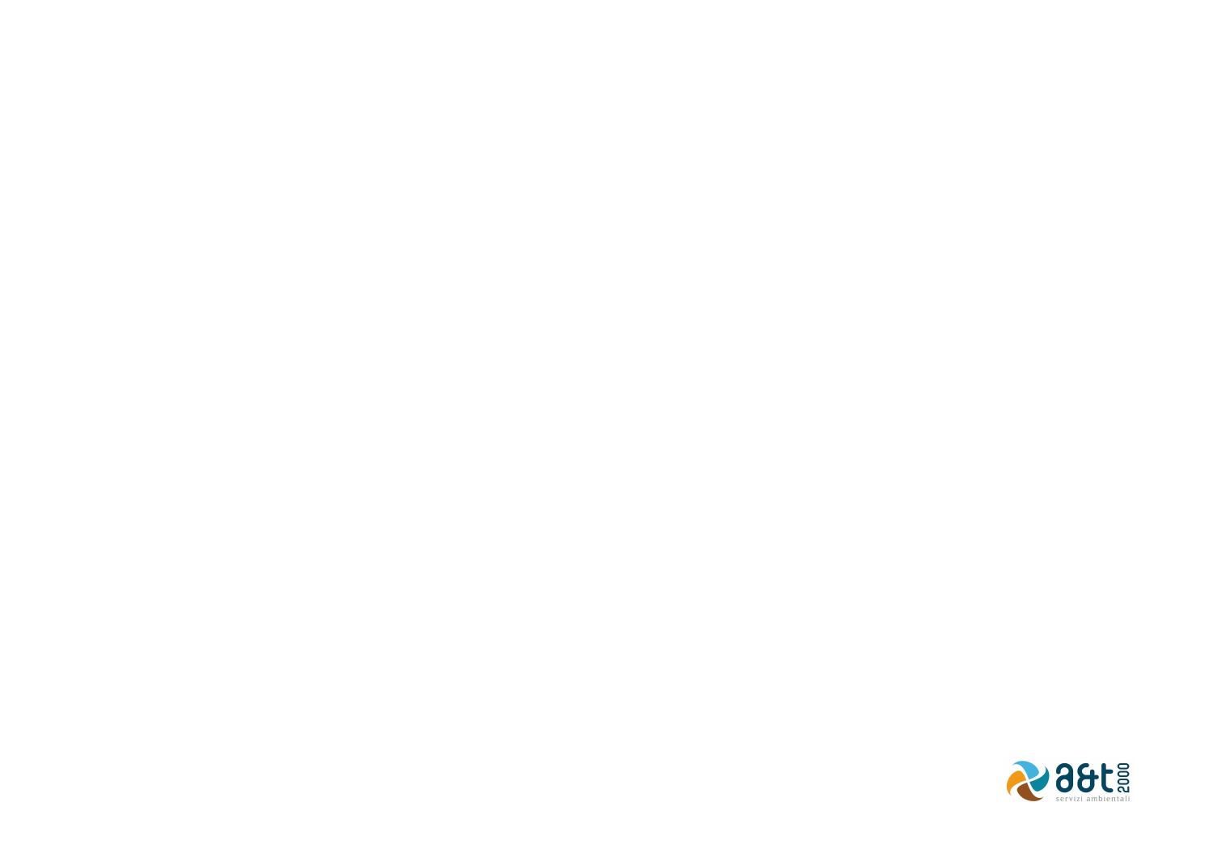a&t 2000

servizi ambientali